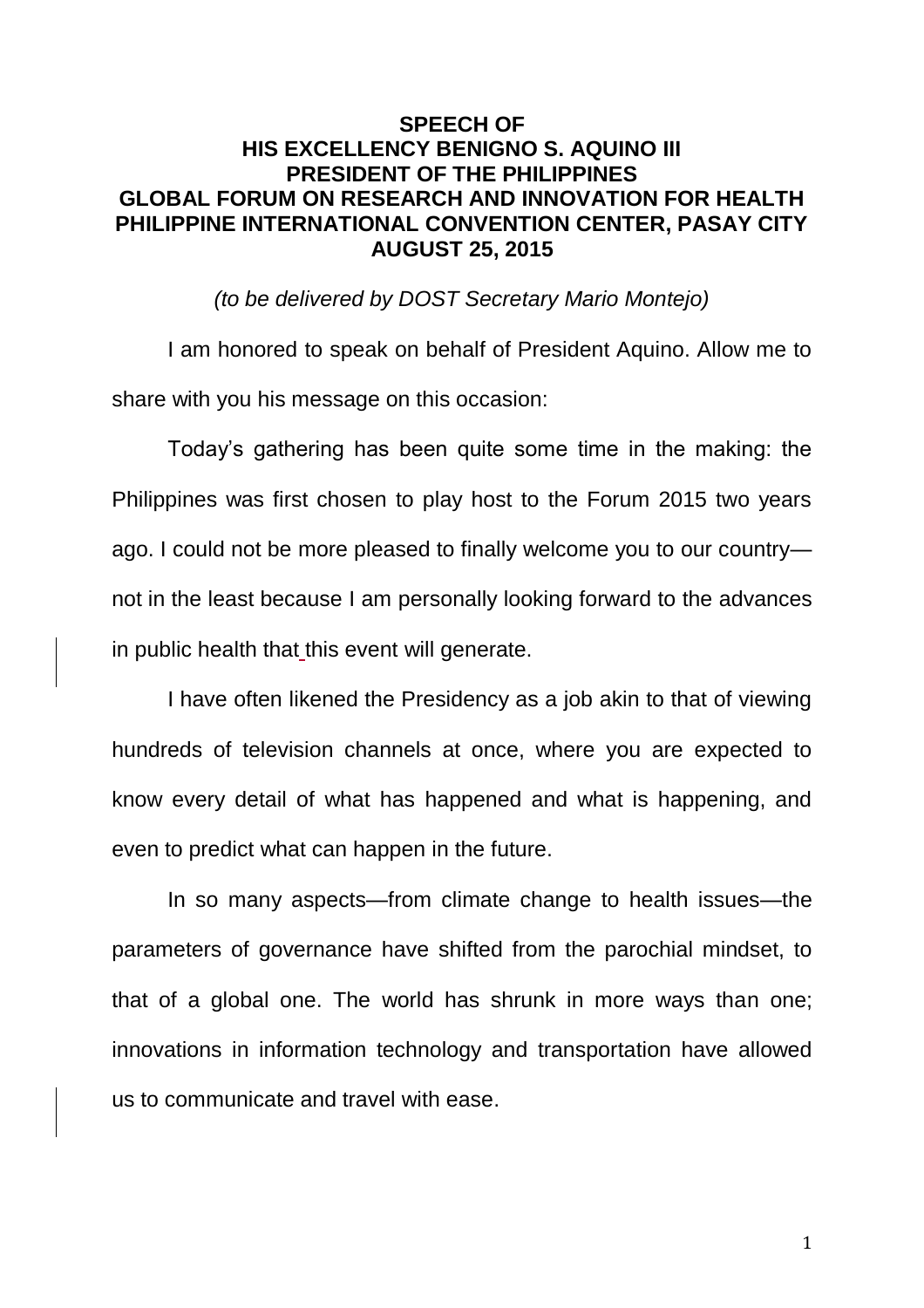**SPEECH OF**
**HIS EXCELLENCY BENIGNO S. AQUINO III**
**PRESIDENT OF THE PHILIPPINES**
**GLOBAL FORUM ON RESEARCH AND INNOVATION FOR HEALTH**
**PHILIPPINE INTERNATIONAL CONVENTION CENTER, PASAY CITY**
**AUGUST 25, 2015**

*(to be delivered by DOST Secretary Mario Montejo)*

I am honored to speak on behalf of President Aquino. Allow me to share with you his message on this occasion:

Today's gathering has been quite some time in the making: the Philippines was first chosen to play host to the Forum 2015 two years ago. I could not be more pleased to finally welcome you to our country—not in the least because I am personally looking forward to the advances in public health that this event will generate.

I have often likened the Presidency as a job akin to that of viewing hundreds of television channels at once, where you are expected to know every detail of what has happened and what is happening, and even to predict what can happen in the future.

In so many aspects—from climate change to health issues—the parameters of governance have shifted from the parochial mindset, to that of a global one. The world has shrunk in more ways than one; innovations in information technology and transportation have allowed us to communicate and travel with ease.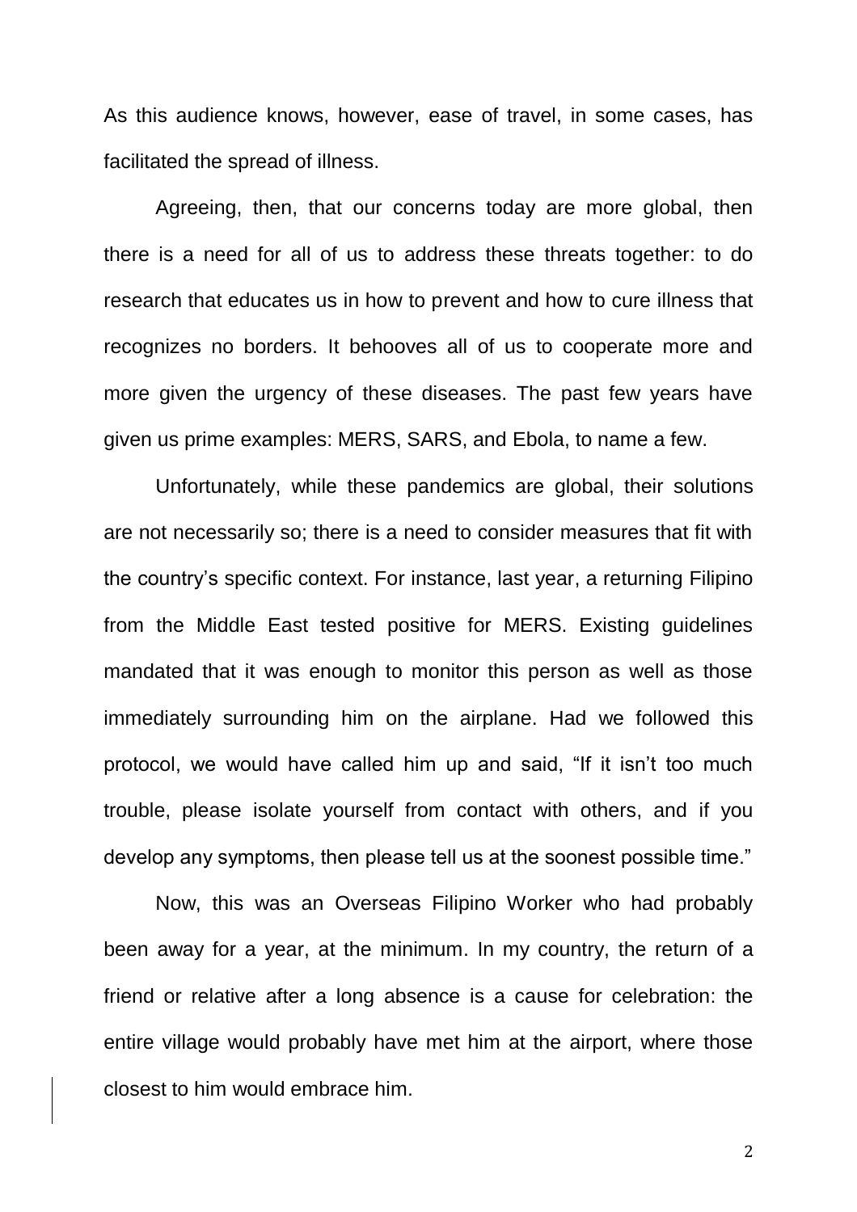As this audience knows, however, ease of travel, in some cases, has facilitated the spread of illness.

Agreeing, then, that our concerns today are more global, then there is a need for all of us to address these threats together: to do research that educates us in how to prevent and how to cure illness that recognizes no borders. It behooves all of us to cooperate more and more given the urgency of these diseases. The past few years have given us prime examples: MERS, SARS, and Ebola, to name a few.

Unfortunately, while these pandemics are global, their solutions are not necessarily so; there is a need to consider measures that fit with the country's specific context. For instance, last year, a returning Filipino from the Middle East tested positive for MERS. Existing guidelines mandated that it was enough to monitor this person as well as those immediately surrounding him on the airplane. Had we followed this protocol, we would have called him up and said, "If it isn't too much trouble, please isolate yourself from contact with others, and if you develop any symptoms, then please tell us at the soonest possible time."

Now, this was an Overseas Filipino Worker who had probably been away for a year, at the minimum. In my country, the return of a friend or relative after a long absence is a cause for celebration: the entire village would probably have met him at the airport, where those closest to him would embrace him.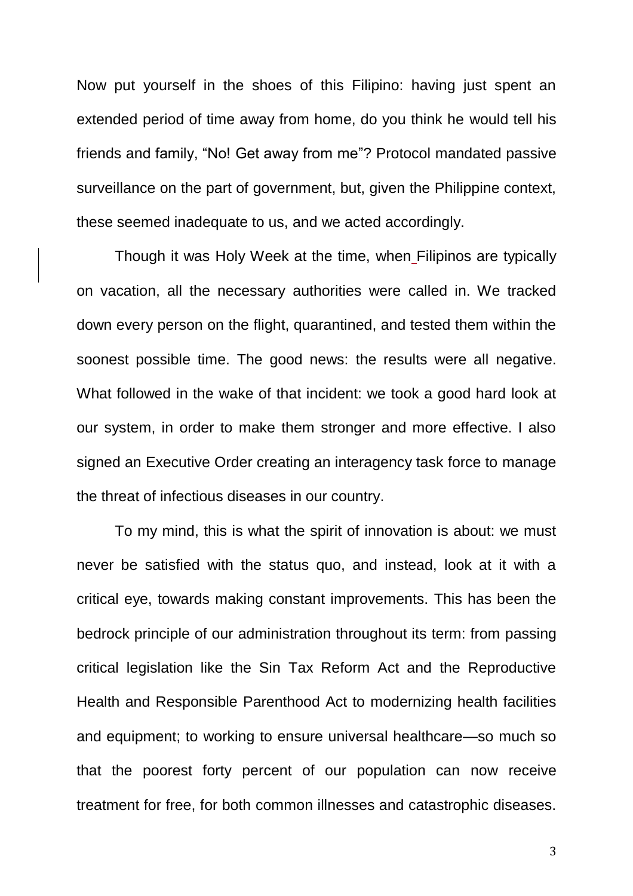Now put yourself in the shoes of this Filipino: having just spent an extended period of time away from home, do you think he would tell his friends and family, "No! Get away from me"? Protocol mandated passive surveillance on the part of government, but, given the Philippine context, these seemed inadequate to us, and we acted accordingly.

Though it was Holy Week at the time, when Filipinos are typically on vacation, all the necessary authorities were called in. We tracked down every person on the flight, quarantined, and tested them within the soonest possible time. The good news: the results were all negative. What followed in the wake of that incident: we took a good hard look at our system, in order to make them stronger and more effective. I also signed an Executive Order creating an interagency task force to manage the threat of infectious diseases in our country.

To my mind, this is what the spirit of innovation is about: we must never be satisfied with the status quo, and instead, look at it with a critical eye, towards making constant improvements. This has been the bedrock principle of our administration throughout its term: from passing critical legislation like the Sin Tax Reform Act and the Reproductive Health and Responsible Parenthood Act to modernizing health facilities and equipment; to working to ensure universal healthcare—so much so that the poorest forty percent of our population can now receive treatment for free, for both common illnesses and catastrophic diseases.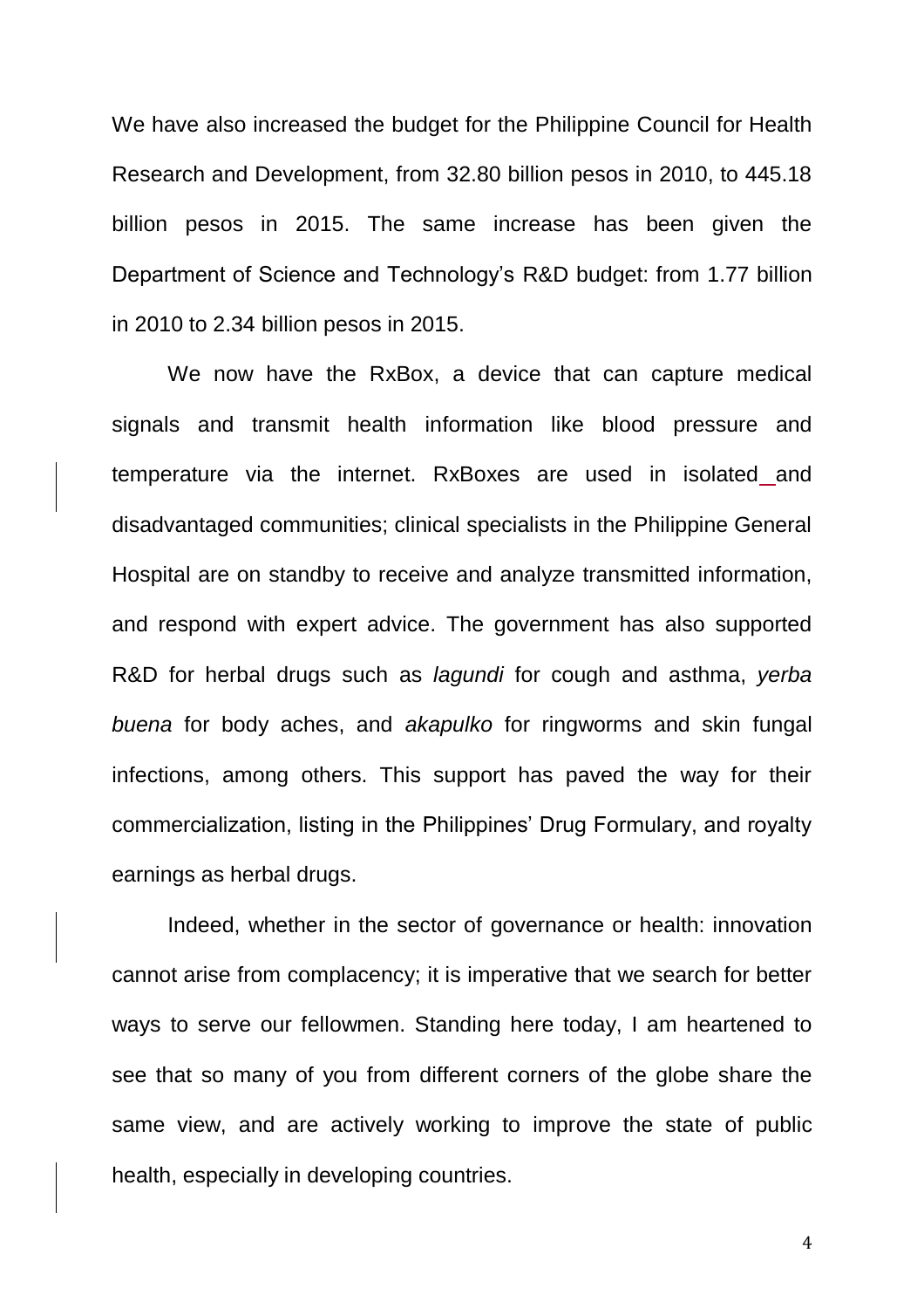We have also increased the budget for the Philippine Council for Health Research and Development, from 32.80 billion pesos in 2010, to 445.18 billion pesos in 2015. The same increase has been given the Department of Science and Technology's R&D budget: from 1.77 billion in 2010 to 2.34 billion pesos in 2015.

We now have the RxBox, a device that can capture medical signals and transmit health information like blood pressure and temperature via the internet. RxBoxes are used in isolated and disadvantaged communities; clinical specialists in the Philippine General Hospital are on standby to receive and analyze transmitted information, and respond with expert advice. The government has also supported R&D for herbal drugs such as *lagundi* for cough and asthma, *yerba buena* for body aches, and *akapulko* for ringworms and skin fungal infections, among others. This support has paved the way for their commercialization, listing in the Philippines' Drug Formulary, and royalty earnings as herbal drugs.

Indeed, whether in the sector of governance or health: innovation cannot arise from complacency; it is imperative that we search for better ways to serve our fellowmen. Standing here today, I am heartened to see that so many of you from different corners of the globe share the same view, and are actively working to improve the state of public health, especially in developing countries.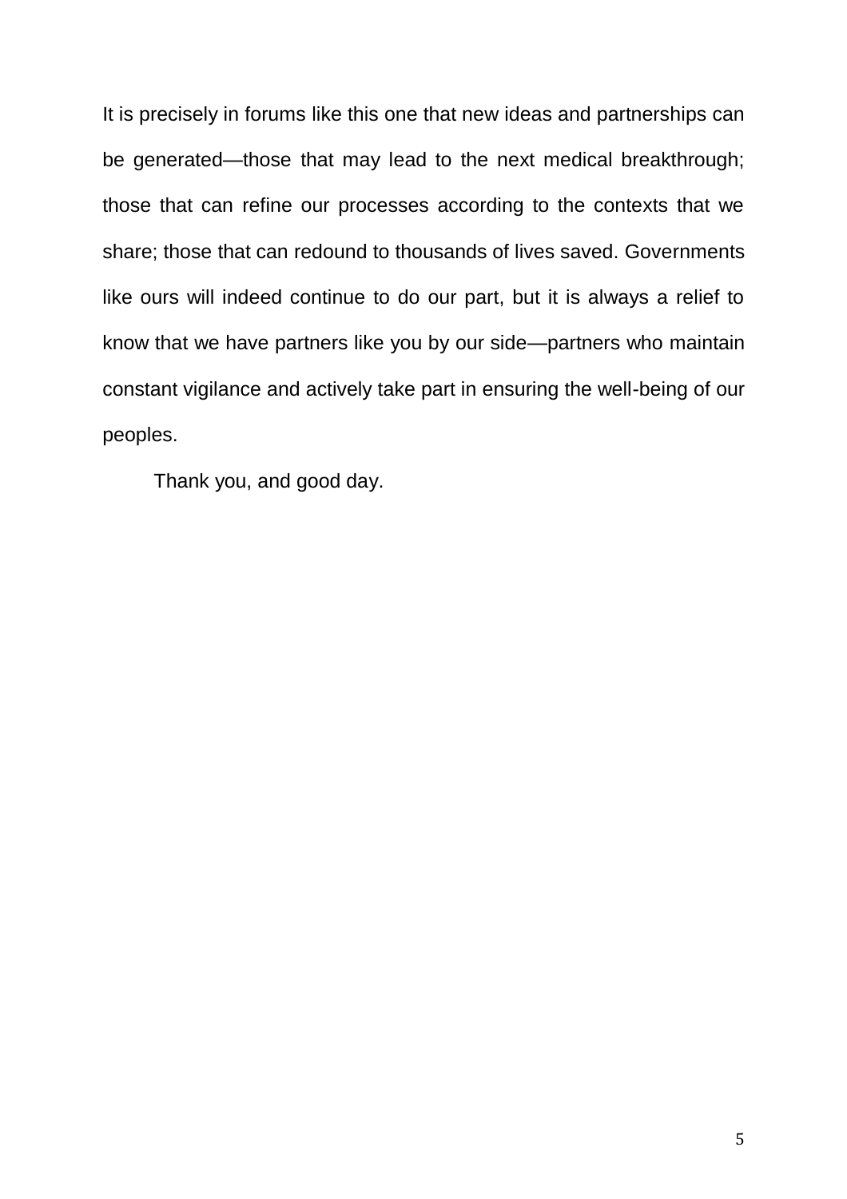It is precisely in forums like this one that new ideas and partnerships can be generated—those that may lead to the next medical breakthrough; those that can refine our processes according to the contexts that we share; those that can redound to thousands of lives saved. Governments like ours will indeed continue to do our part, but it is always a relief to know that we have partners like you by our side—partners who maintain constant vigilance and actively take part in ensuring the well-being of our peoples.

Thank you, and good day.